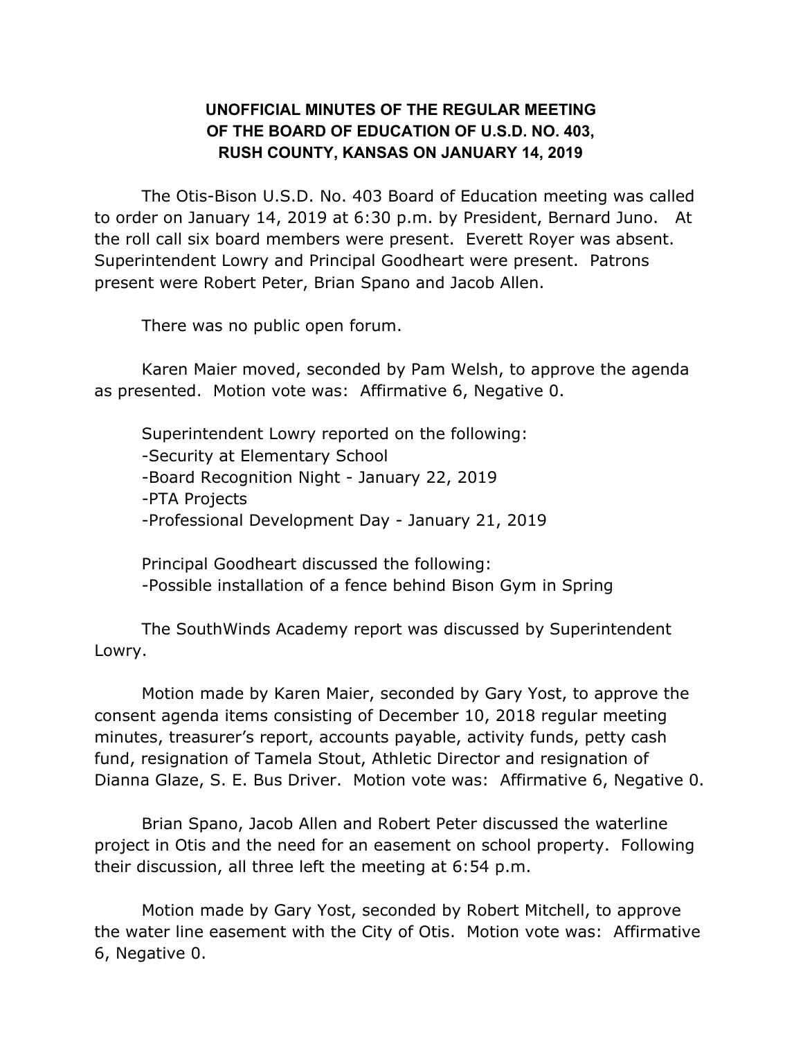# UNOFFICIAL MINUTES OF THE REGULAR MEETING OF THE BOARD OF EDUCATION OF U.S.D. NO. 403, RUSH COUNTY, KANSAS ON JANUARY 14, 2019

The Otis-Bison U.S.D. No. 403 Board of Education meeting was called to order on January 14, 2019 at 6:30 p.m. by President, Bernard Juno. At the roll call six board members were present. Everett Royer was absent. Superintendent Lowry and Principal Goodheart were present. Patrons present were Robert Peter, Brian Spano and Jacob Allen.

There was no public open forum.

Karen Maier moved, seconded by Pam Welsh, to approve the agenda as presented. Motion vote was: Affirmative 6, Negative 0.

Superintendent Lowry reported on the following:
-Security at Elementary School
-Board Recognition Night - January 22, 2019
-PTA Projects
-Professional Development Day - January 21, 2019

Principal Goodheart discussed the following:
-Possible installation of a fence behind Bison Gym in Spring

The SouthWinds Academy report was discussed by Superintendent Lowry.

Motion made by Karen Maier, seconded by Gary Yost, to approve the consent agenda items consisting of December 10, 2018 regular meeting minutes, treasurer's report, accounts payable, activity funds, petty cash fund, resignation of Tamela Stout, Athletic Director and resignation of Dianna Glaze, S. E. Bus Driver. Motion vote was: Affirmative 6, Negative 0.

Brian Spano, Jacob Allen and Robert Peter discussed the waterline project in Otis and the need for an easement on school property. Following their discussion, all three left the meeting at 6:54 p.m.

Motion made by Gary Yost, seconded by Robert Mitchell, to approve the water line easement with the City of Otis. Motion vote was: Affirmative 6, Negative 0.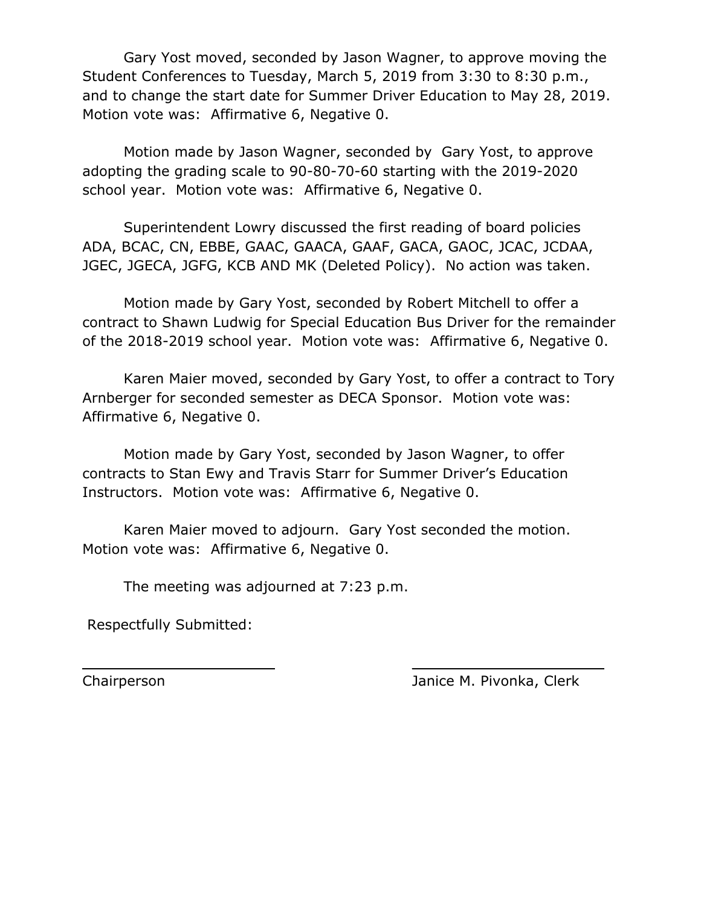Gary Yost moved, seconded by Jason Wagner, to approve moving the Student Conferences to Tuesday, March 5, 2019 from 3:30 to 8:30 p.m., and to change the start date for Summer Driver Education to May 28, 2019. Motion vote was: Affirmative 6, Negative 0.

Motion made by Jason Wagner, seconded by Gary Yost, to approve adopting the grading scale to 90-80-70-60 starting with the 2019-2020 school year. Motion vote was: Affirmative 6, Negative 0.

Superintendent Lowry discussed the first reading of board policies ADA, BCAC, CN, EBBE, GAAC, GAACA, GAAF, GACA, GAOC, JCAC, JCDAA, JGEC, JGECA, JGFG, KCB AND MK (Deleted Policy). No action was taken.

Motion made by Gary Yost, seconded by Robert Mitchell to offer a contract to Shawn Ludwig for Special Education Bus Driver for the remainder of the 2018-2019 school year. Motion vote was: Affirmative 6, Negative 0.

Karen Maier moved, seconded by Gary Yost, to offer a contract to Tory Arnberger for seconded semester as DECA Sponsor. Motion vote was: Affirmative 6, Negative 0.

Motion made by Gary Yost, seconded by Jason Wagner, to offer contracts to Stan Ewy and Travis Starr for Summer Driver's Education Instructors. Motion vote was: Affirmative 6, Negative 0.

Karen Maier moved to adjourn. Gary Yost seconded the motion. Motion vote was: Affirmative 6, Negative 0.

The meeting was adjourned at 7:23 p.m.

Respectfully Submitted:

| | |
|---|---|
| ______________________ | ______________________ |
| Chairperson | Janice M. Pivonka, Clerk |